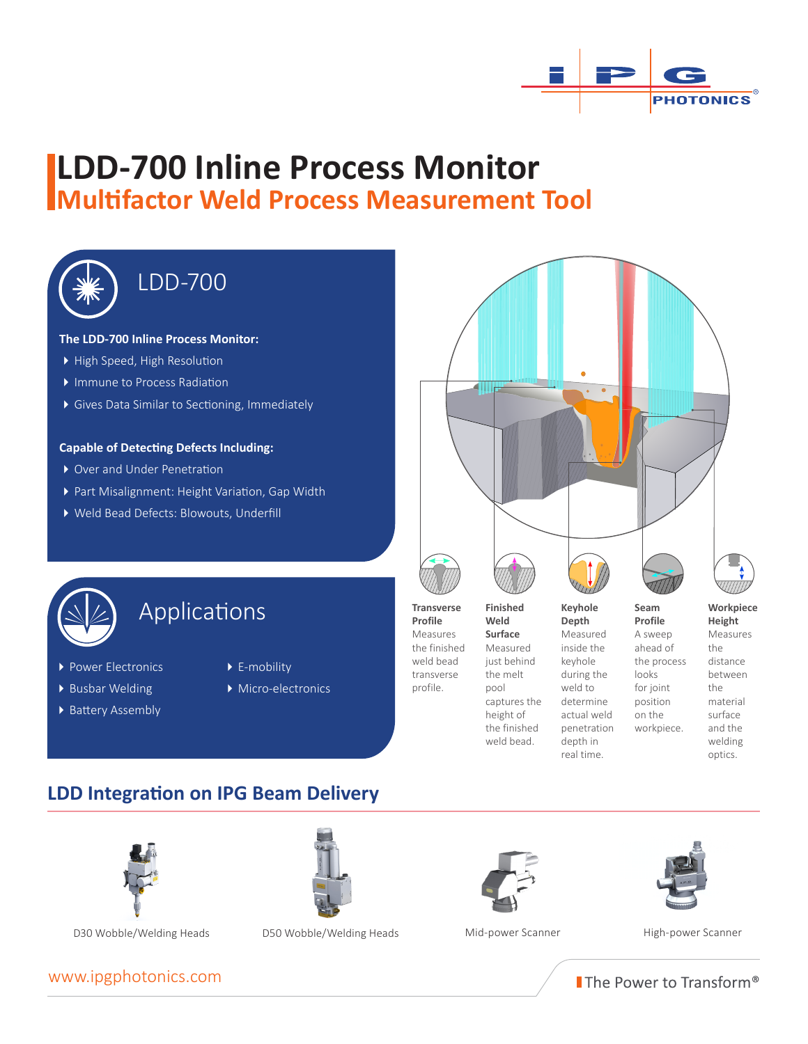# LDD-700 Inline Process Monitor

## Multifactor Weld Process Measurement Tool

### LDD-700

**The LDD-700 Inline Process Monitor:**

- High Speed, High Resolution
- Immune to Process Radiation
- Gives Data Similar to Sectioning, Immediately

**Capable of Detecting Defects Including:**

- Over and Under Penetration
- Part Misalignment: Height Variation, Gap Width
- Weld Bead Defects: Blowouts, Underfill

**Transverse Profile**
Measures the finished weld bead transverse profile.

**Finished Weld Surface**
Measured just behind the melt pool captures the height of the finished weld bead.

**Keyhole Depth**
Measured inside the keyhole during the weld to determine actual weld penetration depth in real time.

**Seam Profile**
A sweep ahead of the process looks for joint position on the workpiece.

**Workpiece Height**
Measures the distance between the material surface and the welding optics.

### Applications

- Power Electronics
- Busbar Welding
- Battery Assembly
- E-mobility
- Micro-electronics

## LDD Integration on IPG Beam Delivery

D30 Wobble/Welding Heads

D50 Wobble/Welding Heads

Mid-power Scanner

High-power Scanner

www.ipgphotonics.com

The Power to Transform®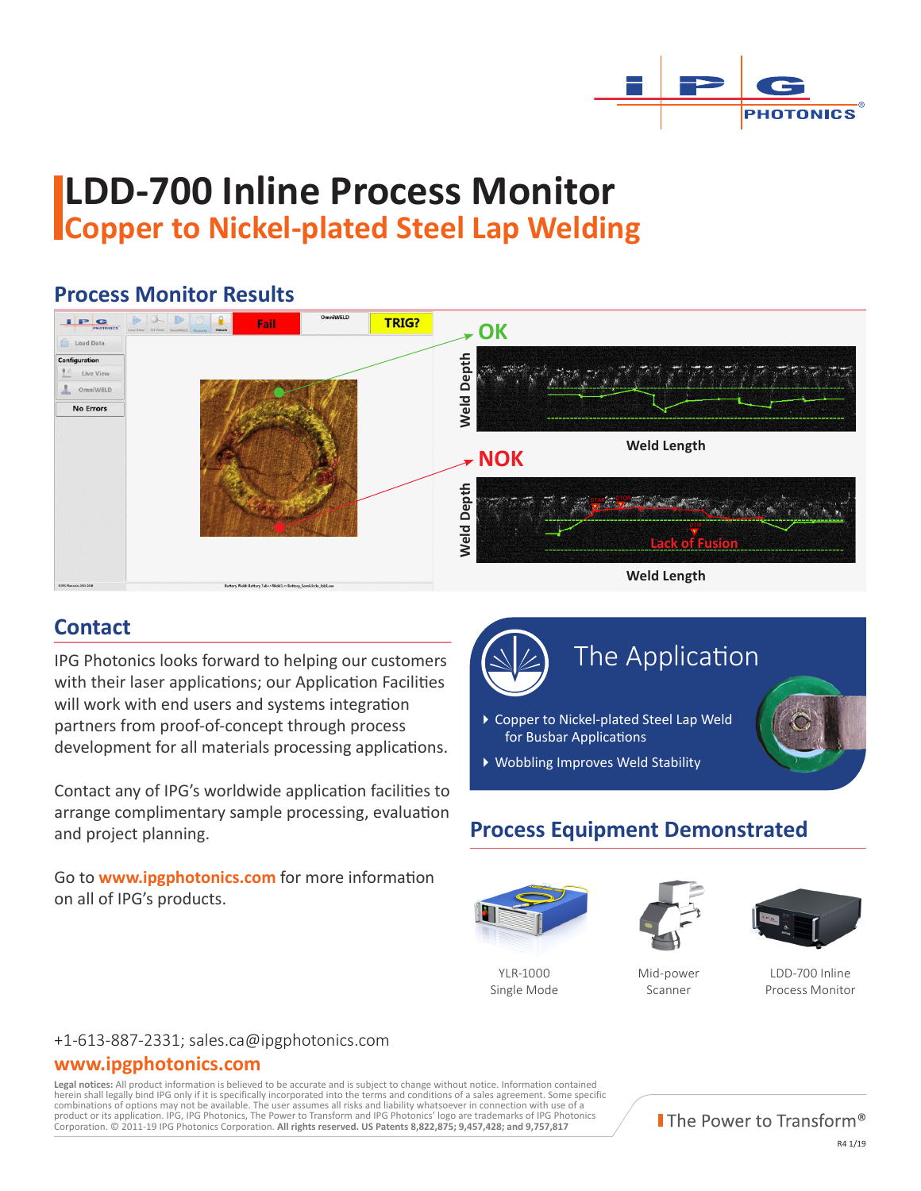# LDD-700 Inline Process Monitor

## Copper to Nickel-plated Steel Lap Welding

## Process Monitor Results

OK

Weld Depth

Weld Length

NOK

Weld Depth

Lack of Fusion

Weld Length

## Contact

IPG Photonics looks forward to helping our customers with their laser applications; our Application Facilities will work with end users and systems integration partners from proof-of-concept through process development for all materials processing applications.

Contact any of IPG's worldwide application facilities to arrange complimentary sample processing, evaluation and project planning.

Go to **www.ipgphotonics.com** for more information on all of IPG's products.

## The Application

- Copper to Nickel-plated Steel Lap Weld for Busbar Applications
- Wobbling Improves Weld Stability

## Process Equipment Demonstrated

YLR-1000 Single Mode

Mid-power Scanner

LDD-700 Inline Process Monitor

+1-613-887-2331; sales.ca@ipgphotonics.com

**www.ipgphotonics.com**

**Legal notices:** All product information is believed to be accurate and is subject to change without notice. Information contained herein shall legally bind IPG only if it is specifically incorporated into the terms and conditions of a sales agreement. Some specific combinations of options may not be available. The user assumes all risks and liability whatsoever in connection with use of a product or its application. IPG, IPG Photonics, The Power to Transform and IPG Photonics' logo are trademarks of IPG Photonics Corporation. © 2011-19 IPG Photonics Corporation. **All rights reserved. US Patents 8,822,875; 9,457,428; and 9,757,817**

The Power to Transform®

R4 1/19